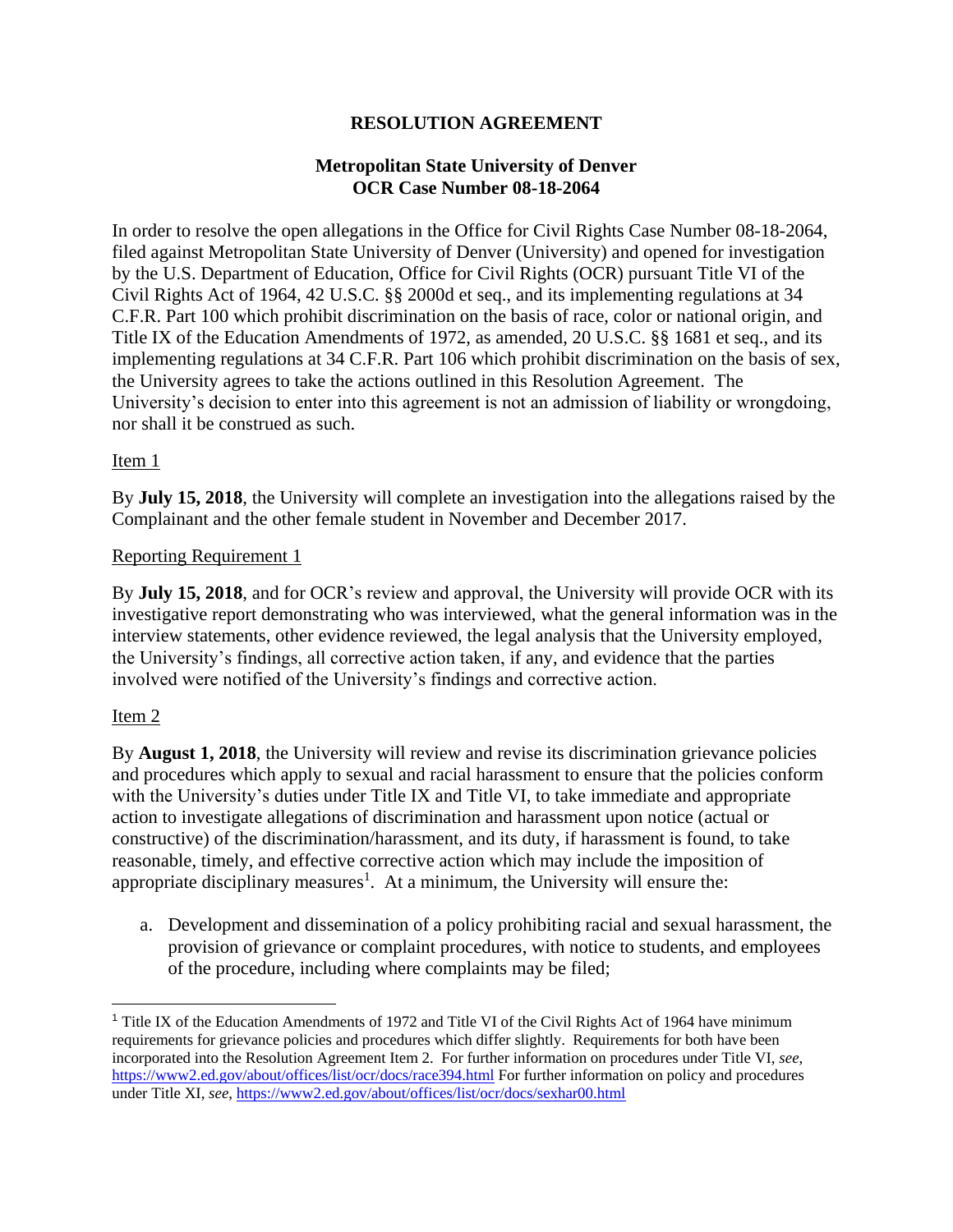# RESOLUTION AGREEMENT

## Metropolitan State University of Denver
## OCR Case Number 08-18-2064

In order to resolve the open allegations in the Office for Civil Rights Case Number 08-18-2064, filed against Metropolitan State University of Denver (University) and opened for investigation by the U.S. Department of Education, Office for Civil Rights (OCR) pursuant Title VI of the Civil Rights Act of 1964, 42 U.S.C. §§ 2000d et seq., and its implementing regulations at 34 C.F.R. Part 100 which prohibit discrimination on the basis of race, color or national origin, and Title IX of the Education Amendments of 1972, as amended, 20 U.S.C. §§ 1681 et seq., and its implementing regulations at 34 C.F.R. Part 106 which prohibit discrimination on the basis of sex, the University agrees to take the actions outlined in this Resolution Agreement. The University's decision to enter into this agreement is not an admission of liability or wrongdoing, nor shall it be construed as such.

Item 1

By **July 15, 2018**, the University will complete an investigation into the allegations raised by the Complainant and the other female student in November and December 2017.

Reporting Requirement 1

By **July 15, 2018**, and for OCR's review and approval, the University will provide OCR with its investigative report demonstrating who was interviewed, what the general information was in the interview statements, other evidence reviewed, the legal analysis that the University employed, the University's findings, all corrective action taken, if any, and evidence that the parties involved were notified of the University's findings and corrective action.

Item 2

By **August 1, 2018**, the University will review and revise its discrimination grievance policies and procedures which apply to sexual and racial harassment to ensure that the policies conform with the University's duties under Title IX and Title VI, to take immediate and appropriate action to investigate allegations of discrimination and harassment upon notice (actual or constructive) of the discrimination/harassment, and its duty, if harassment is found, to take reasonable, timely, and effective corrective action which may include the imposition of appropriate disciplinary measures[1]. At a minimum, the University will ensure the:

a. Development and dissemination of a policy prohibiting racial and sexual harassment, the provision of grievance or complaint procedures, with notice to students, and employees of the procedure, including where complaints may be filed;

---

[1] Title IX of the Education Amendments of 1972 and Title VI of the Civil Rights Act of 1964 have minimum requirements for grievance policies and procedures which differ slightly. Requirements for both have been incorporated into the Resolution Agreement Item 2. For further information on procedures under Title VI, *see*, https://www2.ed.gov/about/offices/list/ocr/docs/race394.html For further information on policy and procedures under Title XI, *see*, https://www2.ed.gov/about/offices/list/ocr/docs/sexhar00.html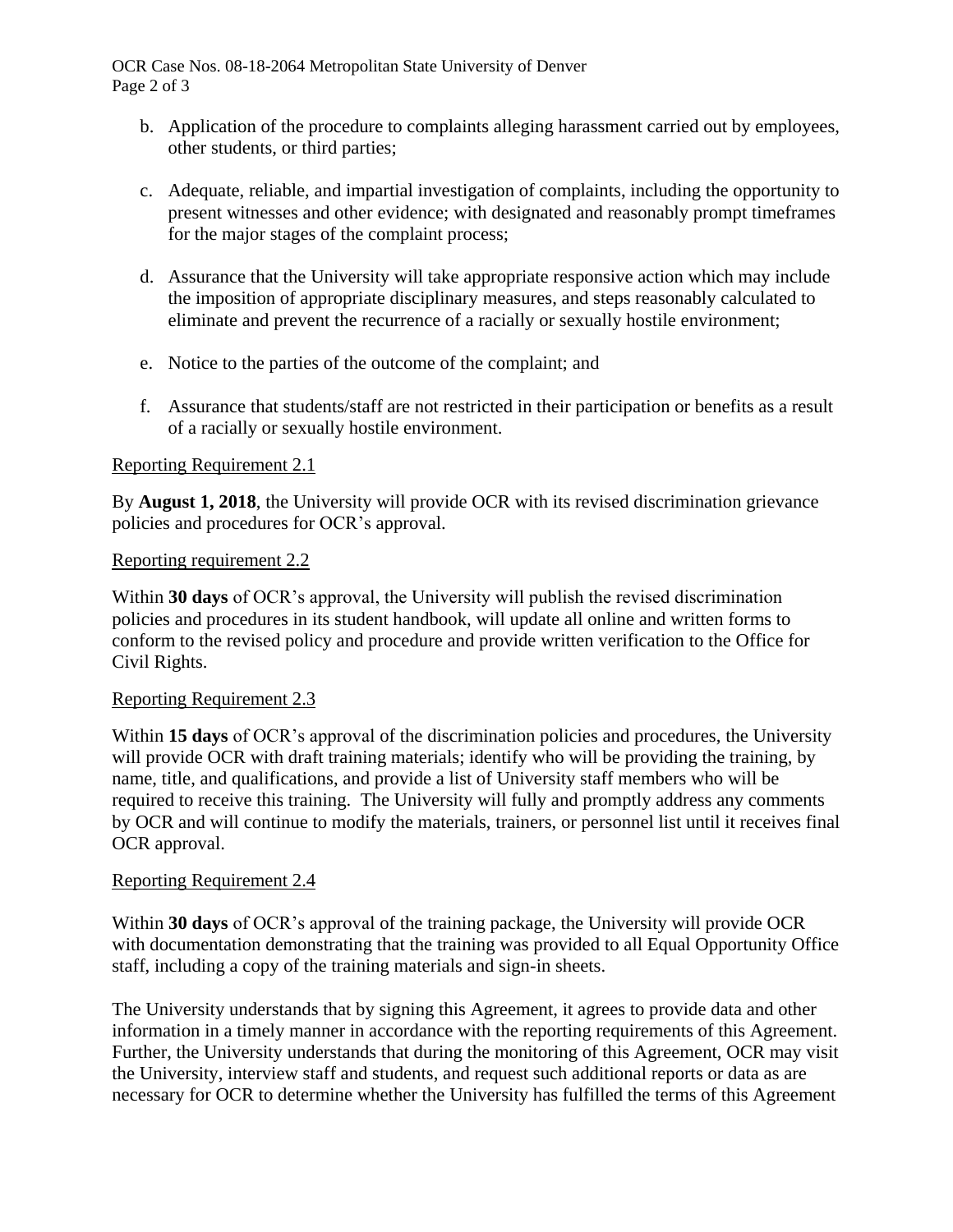b. Application of the procedure to complaints alleging harassment carried out by employees, other students, or third parties;

c. Adequate, reliable, and impartial investigation of complaints, including the opportunity to present witnesses and other evidence; with designated and reasonably prompt timeframes for the major stages of the complaint process;

d. Assurance that the University will take appropriate responsive action which may include the imposition of appropriate disciplinary measures, and steps reasonably calculated to eliminate and prevent the recurrence of a racially or sexually hostile environment;

e. Notice to the parties of the outcome of the complaint; and

f. Assurance that students/staff are not restricted in their participation or benefits as a result of a racially or sexually hostile environment.

<u>Reporting Requirement 2.1</u>

By **August 1, 2018**, the University will provide OCR with its revised discrimination grievance policies and procedures for OCR's approval.

<u>Reporting requirement 2.2</u>

Within **30 days** of OCR's approval, the University will publish the revised discrimination policies and procedures in its student handbook, will update all online and written forms to conform to the revised policy and procedure and provide written verification to the Office for Civil Rights.

<u>Reporting Requirement 2.3</u>

Within **15 days** of OCR's approval of the discrimination policies and procedures, the University will provide OCR with draft training materials; identify who will be providing the training, by name, title, and qualifications, and provide a list of University staff members who will be required to receive this training. The University will fully and promptly address any comments by OCR and will continue to modify the materials, trainers, or personnel list until it receives final OCR approval.

<u>Reporting Requirement 2.4</u>

Within **30 days** of OCR's approval of the training package, the University will provide OCR with documentation demonstrating that the training was provided to all Equal Opportunity Office staff, including a copy of the training materials and sign-in sheets.

The University understands that by signing this Agreement, it agrees to provide data and other information in a timely manner in accordance with the reporting requirements of this Agreement. Further, the University understands that during the monitoring of this Agreement, OCR may visit the University, interview staff and students, and request such additional reports or data as are necessary for OCR to determine whether the University has fulfilled the terms of this Agreement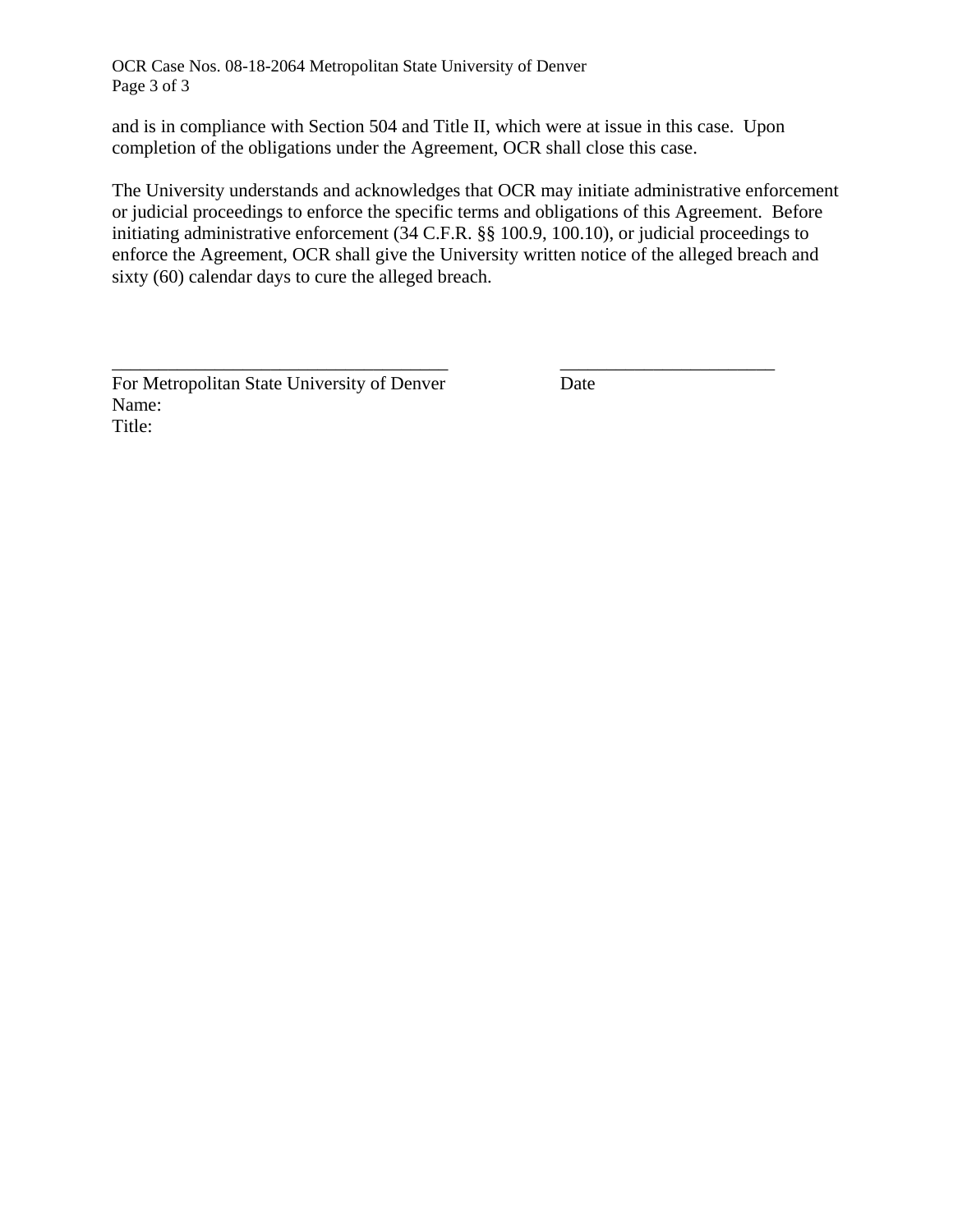and is in compliance with Section 504 and Title II, which were at issue in this case. Upon completion of the obligations under the Agreement, OCR shall close this case.

The University understands and acknowledges that OCR may initiate administrative enforcement or judicial proceedings to enforce the specific terms and obligations of this Agreement. Before initiating administrative enforcement (34 C.F.R. §§ 100.9, 100.10), or judicial proceedings to enforce the Agreement, OCR shall give the University written notice of the alleged breach and sixty (60) calendar days to cure the alleged breach.

| | |
|---|---|
| ____________________________________ | _______________________ |
| For Metropolitan State University of Denver | Date |
| Name: | |
| Title: | |